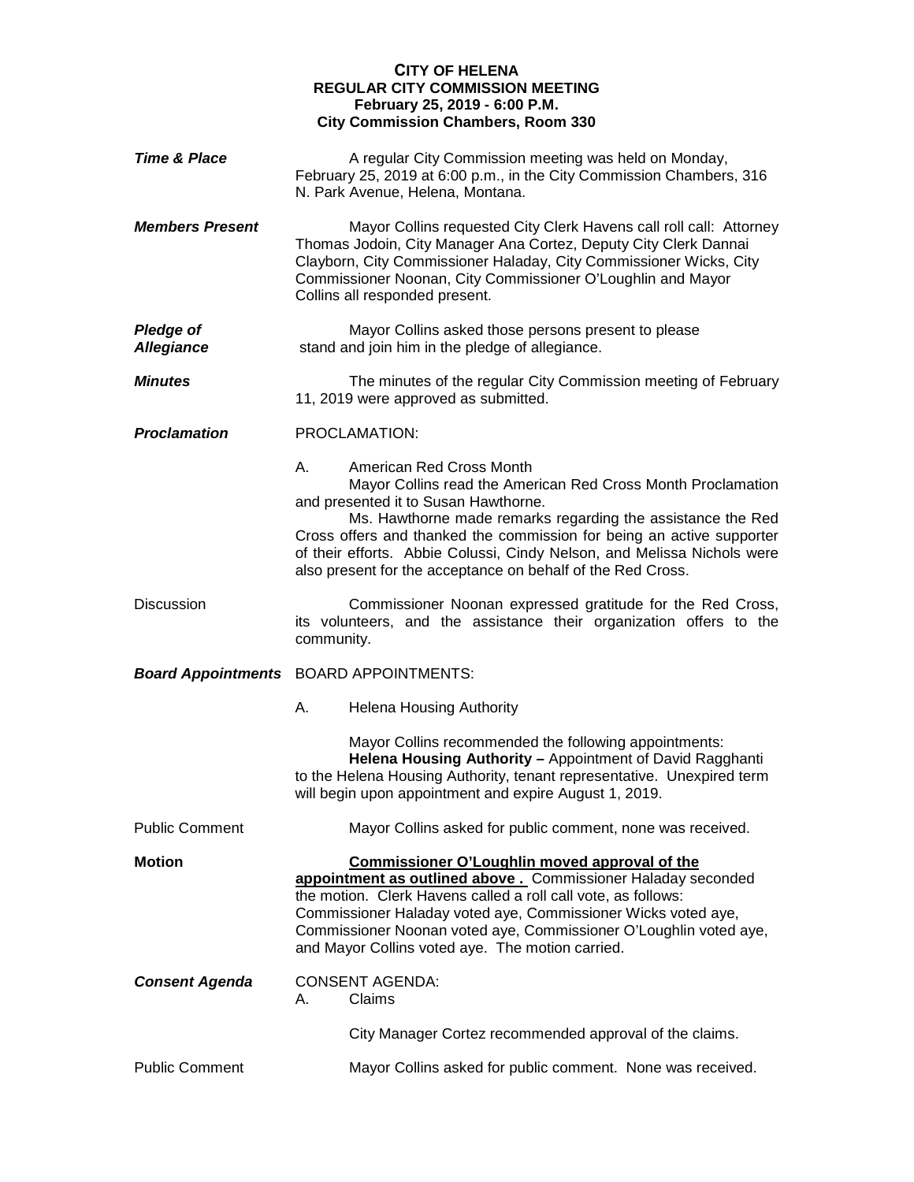**CITY OF HELENA**
**REGULAR CITY COMMISSION MEETING**
**February 25, 2019 - 6:00 P.M.**
**City Commission Chambers, Room 330**

***Time & Place*** A regular City Commission meeting was held on Monday, February 25, 2019 at 6:00 p.m., in the City Commission Chambers, 316 N. Park Avenue, Helena, Montana.

***Members Present*** Mayor Collins requested City Clerk Havens call roll call: Attorney Thomas Jodoin, City Manager Ana Cortez, Deputy City Clerk Dannai Clayborn, City Commissioner Haladay, City Commissioner Wicks, City Commissioner Noonan, City Commissioner O'Loughlin and Mayor Collins all responded present.

***Pledge of Allegiance*** Mayor Collins asked those persons present to please stand and join him in the pledge of allegiance.

***Minutes*** The minutes of the regular City Commission meeting of February 11, 2019 were approved as submitted.

***Proclamation*** PROCLAMATION:

A. American Red Cross Month

Mayor Collins read the American Red Cross Month Proclamation and presented it to Susan Hawthorne.

Ms. Hawthorne made remarks regarding the assistance the Red Cross offers and thanked the commission for being an active supporter of their efforts. Abbie Colussi, Cindy Nelson, and Melissa Nichols were also present for the acceptance on behalf of the Red Cross.

Discussion Commissioner Noonan expressed gratitude for the Red Cross, its volunteers, and the assistance their organization offers to the community.

***Board Appointments*** BOARD APPOINTMENTS:

A. Helena Housing Authority

Mayor Collins recommended the following appointments:
**Helena Housing Authority –** Appointment of David Ragghanti to the Helena Housing Authority, tenant representative. Unexpired term will begin upon appointment and expire August 1, 2019.

Public Comment Mayor Collins asked for public comment, none was received.

**Motion** **<u>Commissioner O'Loughlin moved approval of the appointment as outlined above .</u>** Commissioner Haladay seconded the motion. Clerk Havens called a roll call vote, as follows: Commissioner Haladay voted aye, Commissioner Wicks voted aye, Commissioner Noonan voted aye, Commissioner O'Loughlin voted aye, and Mayor Collins voted aye. The motion carried.

***Consent Agenda*** CONSENT AGENDA:

A. Claims

City Manager Cortez recommended approval of the claims.

Public Comment Mayor Collins asked for public comment. None was received.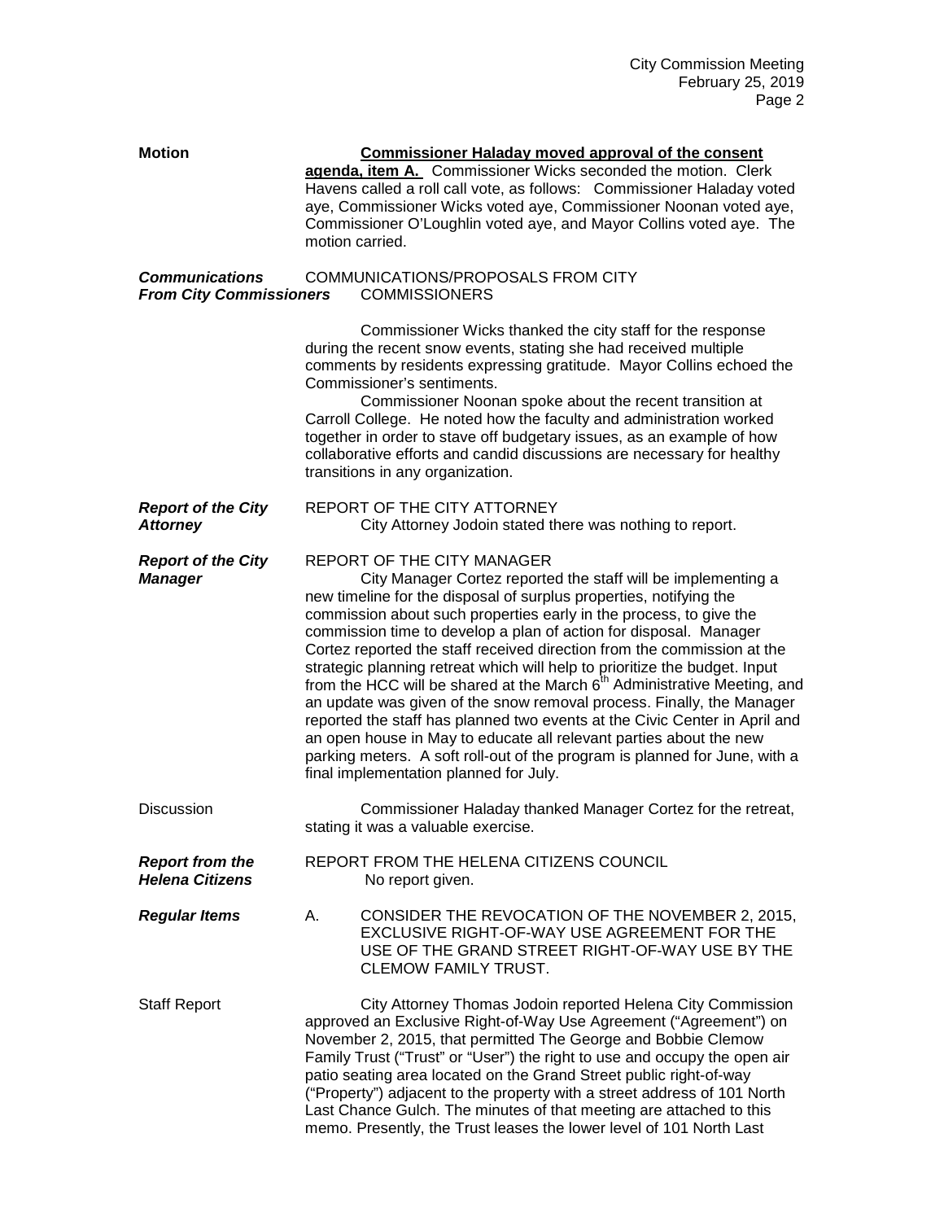**Motion** **Commissioner Haladay moved approval of the consent agenda, item A.** Commissioner Wicks seconded the motion. Clerk Havens called a roll call vote, as follows: Commissioner Haladay voted aye, Commissioner Wicks voted aye, Commissioner Noonan voted aye, Commissioner O'Loughlin voted aye, and Mayor Collins voted aye. The motion carried.

***Communications From City Commissioners*** COMMUNICATIONS/PROPOSALS FROM CITY COMMISSIONERS

Commissioner Wicks thanked the city staff for the response during the recent snow events, stating she had received multiple comments by residents expressing gratitude. Mayor Collins echoed the Commissioner's sentiments.

Commissioner Noonan spoke about the recent transition at Carroll College. He noted how the faculty and administration worked together in order to stave off budgetary issues, as an example of how collaborative efforts and candid discussions are necessary for healthy transitions in any organization.

***Report of the City Attorney*** REPORT OF THE CITY ATTORNEY

City Attorney Jodoin stated there was nothing to report.

***Report of the City Manager*** REPORT OF THE CITY MANAGER

City Manager Cortez reported the staff will be implementing a new timeline for the disposal of surplus properties, notifying the commission about such properties early in the process, to give the commission time to develop a plan of action for disposal. Manager Cortez reported the staff received direction from the commission at the strategic planning retreat which will help to prioritize the budget. Input from the HCC will be shared at the March 6th Administrative Meeting, and an update was given of the snow removal process. Finally, the Manager reported the staff has planned two events at the Civic Center in April and an open house in May to educate all relevant parties about the new parking meters. A soft roll-out of the program is planned for June, with a final implementation planned for July.

Discussion Commissioner Haladay thanked Manager Cortez for the retreat, stating it was a valuable exercise.

***Report from the Helena Citizens*** REPORT FROM THE HELENA CITIZENS COUNCIL

No report given.

***Regular Items*** A. CONSIDER THE REVOCATION OF THE NOVEMBER 2, 2015, EXCLUSIVE RIGHT-OF-WAY USE AGREEMENT FOR THE USE OF THE GRAND STREET RIGHT-OF-WAY USE BY THE CLEMOW FAMILY TRUST.

Staff Report City Attorney Thomas Jodoin reported Helena City Commission approved an Exclusive Right-of-Way Use Agreement ("Agreement") on November 2, 2015, that permitted The George and Bobbie Clemow Family Trust ("Trust" or "User") the right to use and occupy the open air patio seating area located on the Grand Street public right-of-way ("Property") adjacent to the property with a street address of 101 North Last Chance Gulch. The minutes of that meeting are attached to this memo. Presently, the Trust leases the lower level of 101 North Last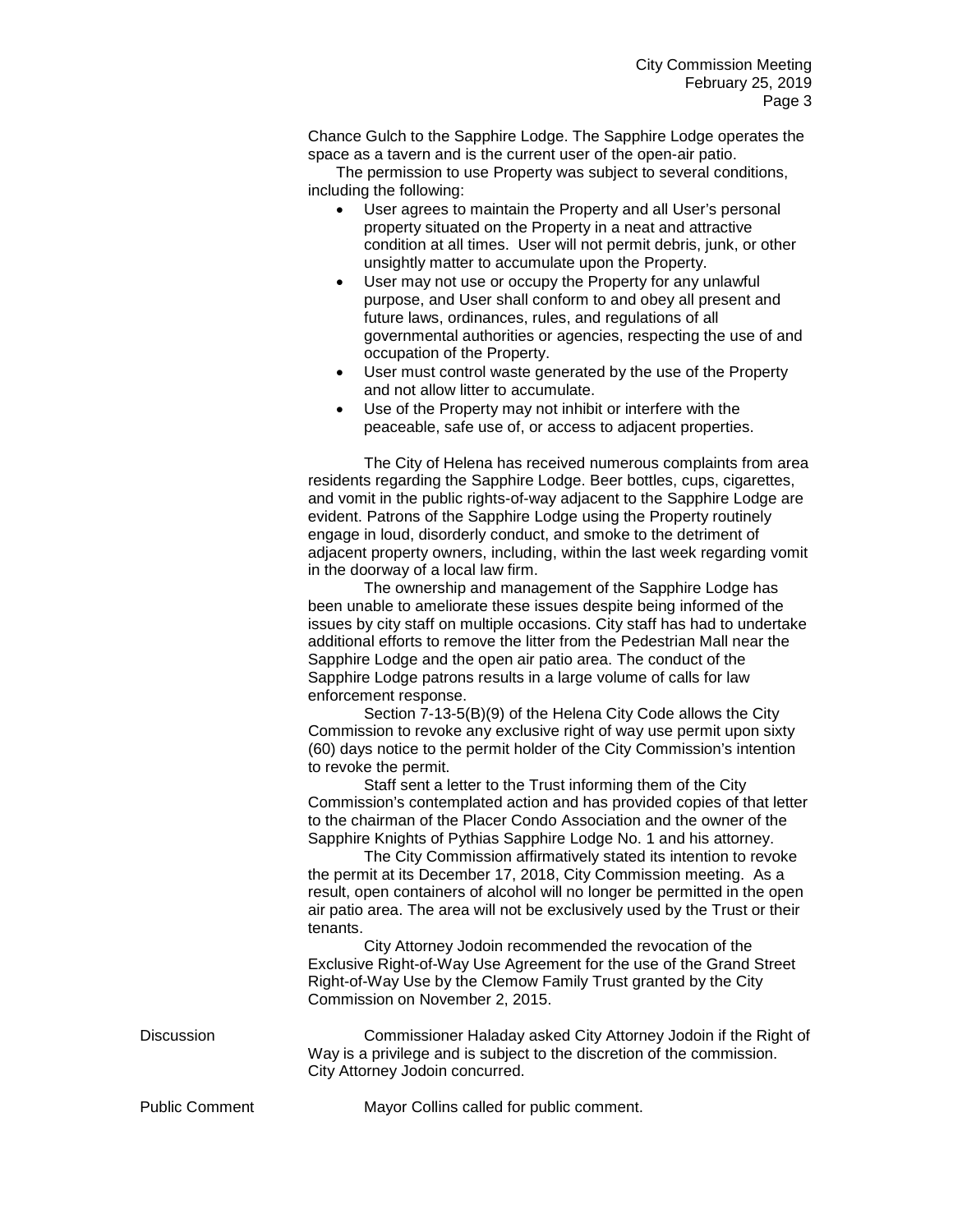Chance Gulch to the Sapphire Lodge. The Sapphire Lodge operates the space as a tavern and is the current user of the open-air patio.

The permission to use Property was subject to several conditions, including the following:

- User agrees to maintain the Property and all User's personal property situated on the Property in a neat and attractive condition at all times. User will not permit debris, junk, or other unsightly matter to accumulate upon the Property.
- User may not use or occupy the Property for any unlawful purpose, and User shall conform to and obey all present and future laws, ordinances, rules, and regulations of all governmental authorities or agencies, respecting the use of and occupation of the Property.
- User must control waste generated by the use of the Property and not allow litter to accumulate.
- Use of the Property may not inhibit or interfere with the peaceable, safe use of, or access to adjacent properties.

The City of Helena has received numerous complaints from area residents regarding the Sapphire Lodge. Beer bottles, cups, cigarettes, and vomit in the public rights-of-way adjacent to the Sapphire Lodge are evident. Patrons of the Sapphire Lodge using the Property routinely engage in loud, disorderly conduct, and smoke to the detriment of adjacent property owners, including, within the last week regarding vomit in the doorway of a local law firm.

The ownership and management of the Sapphire Lodge has been unable to ameliorate these issues despite being informed of the issues by city staff on multiple occasions. City staff has had to undertake additional efforts to remove the litter from the Pedestrian Mall near the Sapphire Lodge and the open air patio area. The conduct of the Sapphire Lodge patrons results in a large volume of calls for law enforcement response.

Section 7-13-5(B)(9) of the Helena City Code allows the City Commission to revoke any exclusive right of way use permit upon sixty (60) days notice to the permit holder of the City Commission's intention to revoke the permit.

Staff sent a letter to the Trust informing them of the City Commission's contemplated action and has provided copies of that letter to the chairman of the Placer Condo Association and the owner of the Sapphire Knights of Pythias Sapphire Lodge No. 1 and his attorney.

The City Commission affirmatively stated its intention to revoke the permit at its December 17, 2018, City Commission meeting. As a result, open containers of alcohol will no longer be permitted in the open air patio area. The area will not be exclusively used by the Trust or their tenants.

City Attorney Jodoin recommended the revocation of the Exclusive Right-of-Way Use Agreement for the use of the Grand Street Right-of-Way Use by the Clemow Family Trust granted by the City Commission on November 2, 2015.

Discussion

Commissioner Haladay asked City Attorney Jodoin if the Right of Way is a privilege and is subject to the discretion of the commission. City Attorney Jodoin concurred.

Public Comment

Mayor Collins called for public comment.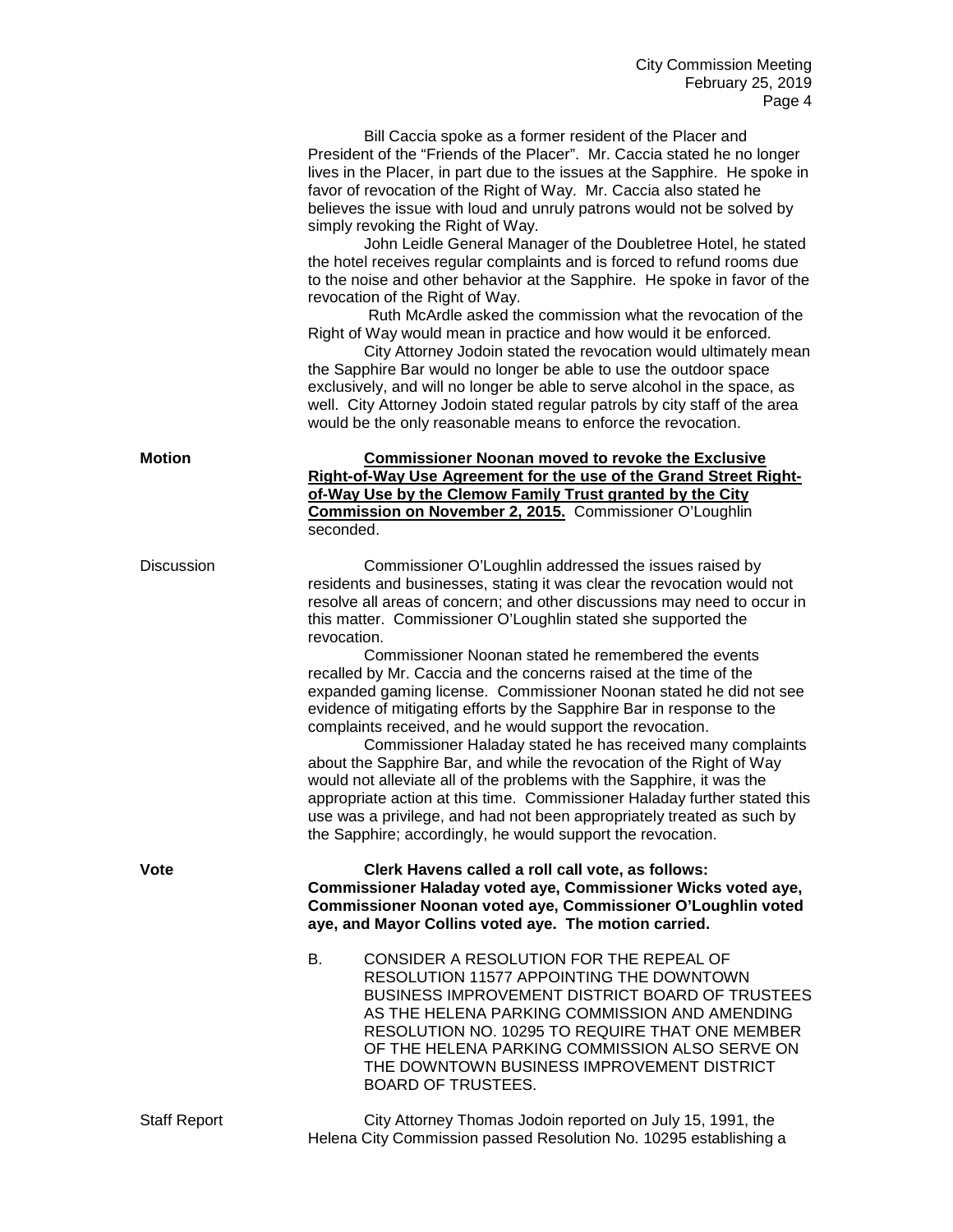Bill Caccia spoke as a former resident of the Placer and President of the "Friends of the Placer". Mr. Caccia stated he no longer lives in the Placer, in part due to the issues at the Sapphire. He spoke in favor of revocation of the Right of Way. Mr. Caccia also stated he believes the issue with loud and unruly patrons would not be solved by simply revoking the Right of Way.

John Leidle General Manager of the Doubletree Hotel, he stated the hotel receives regular complaints and is forced to refund rooms due to the noise and other behavior at the Sapphire. He spoke in favor of the revocation of the Right of Way.

Ruth McArdle asked the commission what the revocation of the Right of Way would mean in practice and how would it be enforced.

City Attorney Jodoin stated the revocation would ultimately mean the Sapphire Bar would no longer be able to use the outdoor space exclusively, and will no longer be able to serve alcohol in the space, as well. City Attorney Jodoin stated regular patrols by city staff of the area would be the only reasonable means to enforce the revocation.

**Motion**

**Commissioner Noonan moved to revoke the Exclusive Right-of-Way Use Agreement for the use of the Grand Street Right-of-Way Use by the Clemow Family Trust granted by the City Commission on November 2, 2015.** Commissioner O'Loughlin seconded.

Discussion

Commissioner O'Loughlin addressed the issues raised by residents and businesses, stating it was clear the revocation would not resolve all areas of concern; and other discussions may need to occur in this matter. Commissioner O'Loughlin stated she supported the revocation.

Commissioner Noonan stated he remembered the events recalled by Mr. Caccia and the concerns raised at the time of the expanded gaming license. Commissioner Noonan stated he did not see evidence of mitigating efforts by the Sapphire Bar in response to the complaints received, and he would support the revocation.

Commissioner Haladay stated he has received many complaints about the Sapphire Bar, and while the revocation of the Right of Way would not alleviate all of the problems with the Sapphire, it was the appropriate action at this time. Commissioner Haladay further stated this use was a privilege, and had not been appropriately treated as such by the Sapphire; accordingly, he would support the revocation.

**Vote**

**Clerk Havens called a roll call vote, as follows: Commissioner Haladay voted aye, Commissioner Wicks voted aye, Commissioner Noonan voted aye, Commissioner O'Loughlin voted aye, and Mayor Collins voted aye. The motion carried.**

B. CONSIDER A RESOLUTION FOR THE REPEAL OF RESOLUTION 11577 APPOINTING THE DOWNTOWN BUSINESS IMPROVEMENT DISTRICT BOARD OF TRUSTEES AS THE HELENA PARKING COMMISSION AND AMENDING RESOLUTION NO. 10295 TO REQUIRE THAT ONE MEMBER OF THE HELENA PARKING COMMISSION ALSO SERVE ON THE DOWNTOWN BUSINESS IMPROVEMENT DISTRICT BOARD OF TRUSTEES.

Staff Report

City Attorney Thomas Jodoin reported on July 15, 1991, the Helena City Commission passed Resolution No. 10295 establishing a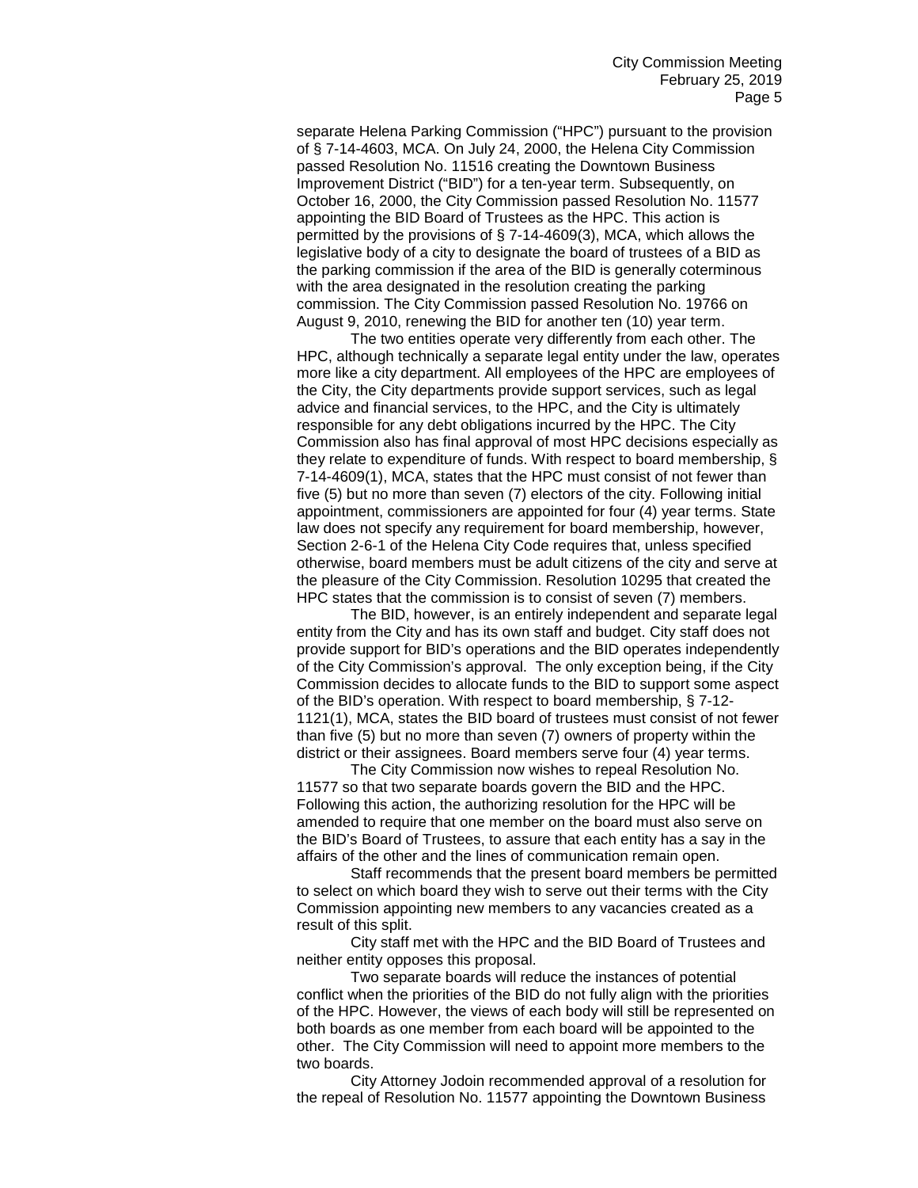separate Helena Parking Commission ("HPC") pursuant to the provision of § 7-14-4603, MCA. On July 24, 2000, the Helena City Commission passed Resolution No. 11516 creating the Downtown Business Improvement District ("BID") for a ten-year term. Subsequently, on October 16, 2000, the City Commission passed Resolution No. 11577 appointing the BID Board of Trustees as the HPC. This action is permitted by the provisions of § 7-14-4609(3), MCA, which allows the legislative body of a city to designate the board of trustees of a BID as the parking commission if the area of the BID is generally coterminous with the area designated in the resolution creating the parking commission. The City Commission passed Resolution No. 19766 on August 9, 2010, renewing the BID for another ten (10) year term.

The two entities operate very differently from each other. The HPC, although technically a separate legal entity under the law, operates more like a city department. All employees of the HPC are employees of the City, the City departments provide support services, such as legal advice and financial services, to the HPC, and the City is ultimately responsible for any debt obligations incurred by the HPC. The City Commission also has final approval of most HPC decisions especially as they relate to expenditure of funds. With respect to board membership, § 7-14-4609(1), MCA, states that the HPC must consist of not fewer than five (5) but no more than seven (7) electors of the city. Following initial appointment, commissioners are appointed for four (4) year terms. State law does not specify any requirement for board membership, however, Section 2-6-1 of the Helena City Code requires that, unless specified otherwise, board members must be adult citizens of the city and serve at the pleasure of the City Commission. Resolution 10295 that created the HPC states that the commission is to consist of seven (7) members.

The BID, however, is an entirely independent and separate legal entity from the City and has its own staff and budget. City staff does not provide support for BID's operations and the BID operates independently of the City Commission's approval. The only exception being, if the City Commission decides to allocate funds to the BID to support some aspect of the BID's operation. With respect to board membership, § 7-12-1121(1), MCA, states the BID board of trustees must consist of not fewer than five (5) but no more than seven (7) owners of property within the district or their assignees. Board members serve four (4) year terms.

The City Commission now wishes to repeal Resolution No. 11577 so that two separate boards govern the BID and the HPC. Following this action, the authorizing resolution for the HPC will be amended to require that one member on the board must also serve on the BID's Board of Trustees, to assure that each entity has a say in the affairs of the other and the lines of communication remain open.

Staff recommends that the present board members be permitted to select on which board they wish to serve out their terms with the City Commission appointing new members to any vacancies created as a result of this split.

City staff met with the HPC and the BID Board of Trustees and neither entity opposes this proposal.

Two separate boards will reduce the instances of potential conflict when the priorities of the BID do not fully align with the priorities of the HPC. However, the views of each body will still be represented on both boards as one member from each board will be appointed to the other. The City Commission will need to appoint more members to the two boards.

City Attorney Jodoin recommended approval of a resolution for the repeal of Resolution No. 11577 appointing the Downtown Business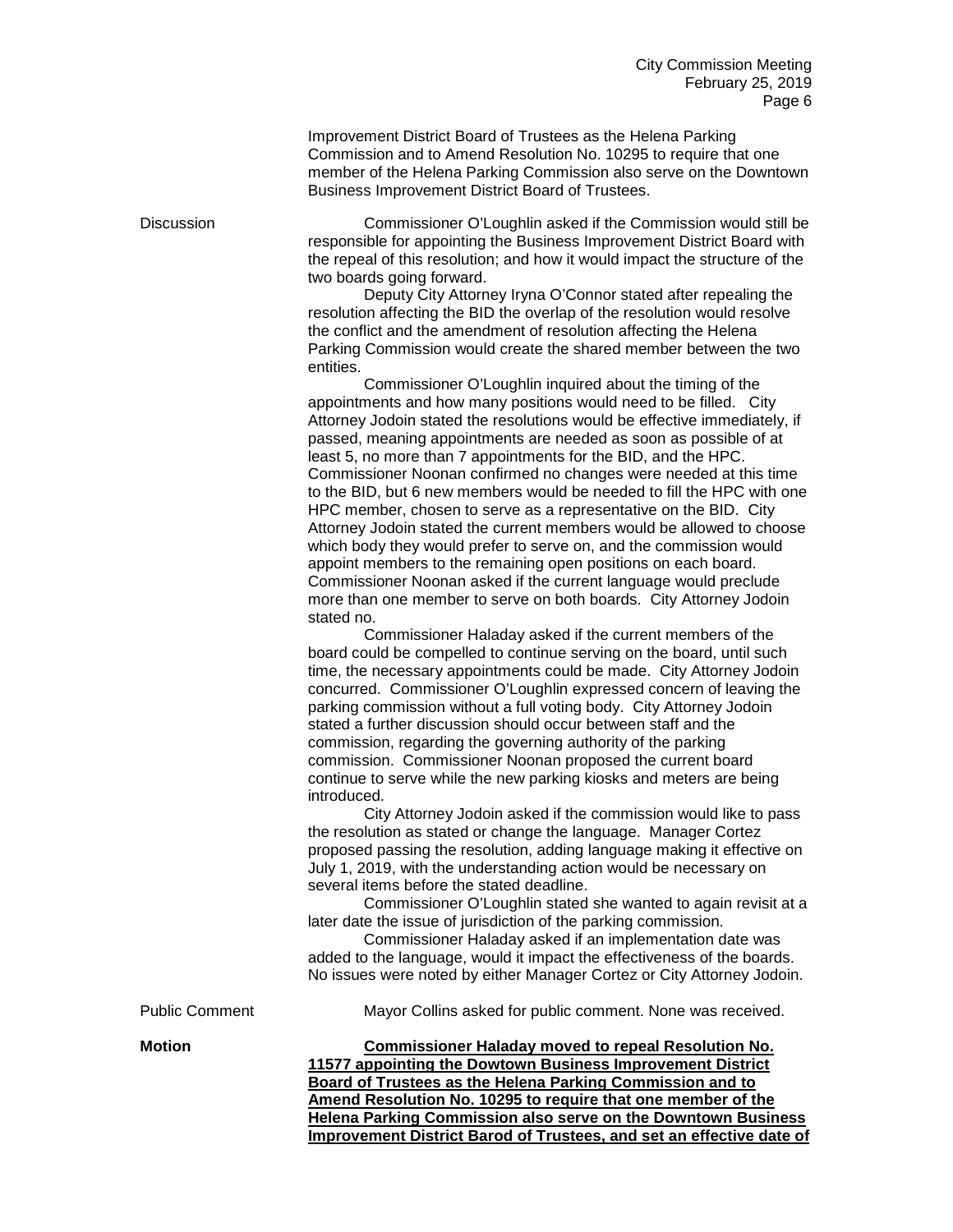Improvement District Board of Trustees as the Helena Parking Commission and to Amend Resolution No. 10295 to require that one member of the Helena Parking Commission also serve on the Downtown Business Improvement District Board of Trustees.

Discussion

Commissioner O'Loughlin asked if the Commission would still be responsible for appointing the Business Improvement District Board with the repeal of this resolution; and how it would impact the structure of the two boards going forward.

Deputy City Attorney Iryna O'Connor stated after repealing the resolution affecting the BID the overlap of the resolution would resolve the conflict and the amendment of resolution affecting the Helena Parking Commission would create the shared member between the two entities.

Commissioner O'Loughlin inquired about the timing of the appointments and how many positions would need to be filled. City Attorney Jodoin stated the resolutions would be effective immediately, if passed, meaning appointments are needed as soon as possible of at least 5, no more than 7 appointments for the BID, and the HPC. Commissioner Noonan confirmed no changes were needed at this time to the BID, but 6 new members would be needed to fill the HPC with one HPC member, chosen to serve as a representative on the BID. City Attorney Jodoin stated the current members would be allowed to choose which body they would prefer to serve on, and the commission would appoint members to the remaining open positions on each board. Commissioner Noonan asked if the current language would preclude more than one member to serve on both boards. City Attorney Jodoin stated no.

Commissioner Haladay asked if the current members of the board could be compelled to continue serving on the board, until such time, the necessary appointments could be made. City Attorney Jodoin concurred. Commissioner O'Loughlin expressed concern of leaving the parking commission without a full voting body. City Attorney Jodoin stated a further discussion should occur between staff and the commission, regarding the governing authority of the parking commission. Commissioner Noonan proposed the current board continue to serve while the new parking kiosks and meters are being introduced.

City Attorney Jodoin asked if the commission would like to pass the resolution as stated or change the language. Manager Cortez proposed passing the resolution, adding language making it effective on July 1, 2019, with the understanding action would be necessary on several items before the stated deadline.

Commissioner O'Loughlin stated she wanted to again revisit at a later date the issue of jurisdiction of the parking commission.

Commissioner Haladay asked if an implementation date was added to the language, would it impact the effectiveness of the boards. No issues were noted by either Manager Cortez or City Attorney Jodoin.

Public Comment

Mayor Collins asked for public comment. None was received.

**Motion**

**Commissioner Haladay moved to repeal Resolution No. 11577 appointing the Dowtown Business Improvement District Board of Trustees as the Helena Parking Commission and to Amend Resolution No. 10295 to require that one member of the Helena Parking Commission also serve on the Downtown Business Improvement District Barod of Trustees, and set an effective date of**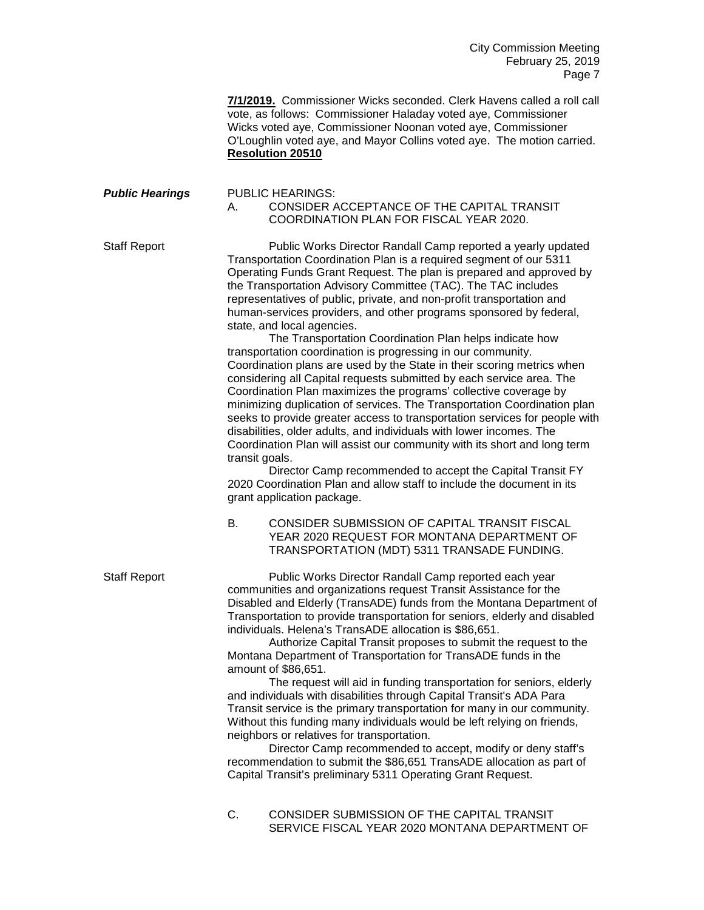**7/1/2019.** Commissioner Wicks seconded. Clerk Havens called a roll call vote, as follows: Commissioner Haladay voted aye, Commissioner Wicks voted aye, Commissioner Noonan voted aye, Commissioner O'Loughlin voted aye, and Mayor Collins voted aye. The motion carried. **Resolution 20510**

***Public Hearings***

PUBLIC HEARINGS:

A. CONSIDER ACCEPTANCE OF THE CAPITAL TRANSIT COORDINATION PLAN FOR FISCAL YEAR 2020.

Staff Report

Public Works Director Randall Camp reported a yearly updated Transportation Coordination Plan is a required segment of our 5311 Operating Funds Grant Request. The plan is prepared and approved by the Transportation Advisory Committee (TAC). The TAC includes representatives of public, private, and non-profit transportation and human-services providers, and other programs sponsored by federal, state, and local agencies.

The Transportation Coordination Plan helps indicate how transportation coordination is progressing in our community. Coordination plans are used by the State in their scoring metrics when considering all Capital requests submitted by each service area. The Coordination Plan maximizes the programs' collective coverage by minimizing duplication of services. The Transportation Coordination plan seeks to provide greater access to transportation services for people with disabilities, older adults, and individuals with lower incomes. The Coordination Plan will assist our community with its short and long term transit goals.

Director Camp recommended to accept the Capital Transit FY 2020 Coordination Plan and allow staff to include the document in its grant application package.

B. CONSIDER SUBMISSION OF CAPITAL TRANSIT FISCAL YEAR 2020 REQUEST FOR MONTANA DEPARTMENT OF TRANSPORTATION (MDT) 5311 TRANSADE FUNDING.

Staff Report

Public Works Director Randall Camp reported each year communities and organizations request Transit Assistance for the Disabled and Elderly (TransADE) funds from the Montana Department of Transportation to provide transportation for seniors, elderly and disabled individuals. Helena's TransADE allocation is $86,651.

Authorize Capital Transit proposes to submit the request to the Montana Department of Transportation for TransADE funds in the amount of $86,651.

The request will aid in funding transportation for seniors, elderly and individuals with disabilities through Capital Transit's ADA Para Transit service is the primary transportation for many in our community. Without this funding many individuals would be left relying on friends, neighbors or relatives for transportation.

Director Camp recommended to accept, modify or deny staff's recommendation to submit the $86,651 TransADE allocation as part of Capital Transit's preliminary 5311 Operating Grant Request.

C. CONSIDER SUBMISSION OF THE CAPITAL TRANSIT SERVICE FISCAL YEAR 2020 MONTANA DEPARTMENT OF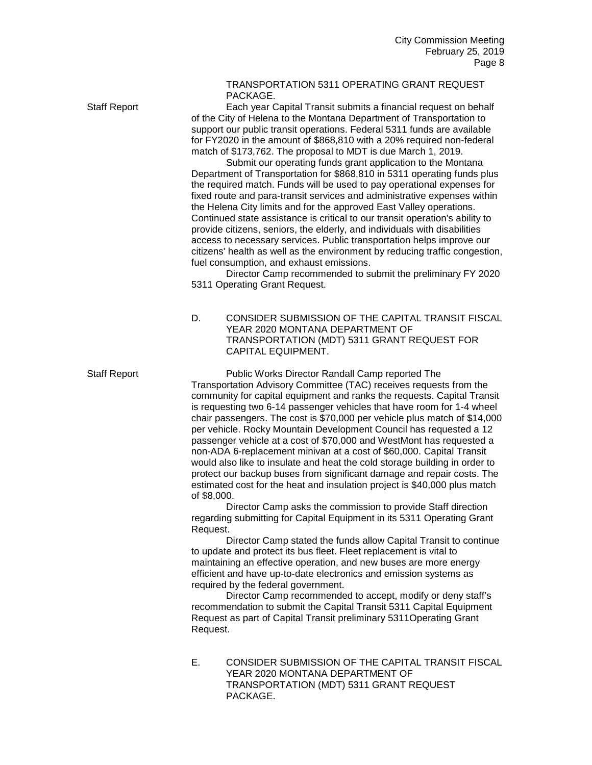TRANSPORTATION 5311 OPERATING GRANT REQUEST PACKAGE.

Staff Report

Each year Capital Transit submits a financial request on behalf of the City of Helena to the Montana Department of Transportation to support our public transit operations. Federal 5311 funds are available for FY2020 in the amount of $868,810 with a 20% required non-federal match of $173,762. The proposal to MDT is due March 1, 2019.

Submit our operating funds grant application to the Montana Department of Transportation for $868,810 in 5311 operating funds plus the required match. Funds will be used to pay operational expenses for fixed route and para-transit services and administrative expenses within the Helena City limits and for the approved East Valley operations. Continued state assistance is critical to our transit operation's ability to provide citizens, seniors, the elderly, and individuals with disabilities access to necessary services. Public transportation helps improve our citizens' health as well as the environment by reducing traffic congestion, fuel consumption, and exhaust emissions.

Director Camp recommended to submit the preliminary FY 2020 5311 Operating Grant Request.

D. CONSIDER SUBMISSION OF THE CAPITAL TRANSIT FISCAL YEAR 2020 MONTANA DEPARTMENT OF TRANSPORTATION (MDT) 5311 GRANT REQUEST FOR CAPITAL EQUIPMENT.

Staff Report

Public Works Director Randall Camp reported The Transportation Advisory Committee (TAC) receives requests from the community for capital equipment and ranks the requests. Capital Transit is requesting two 6-14 passenger vehicles that have room for 1-4 wheel chair passengers. The cost is $70,000 per vehicle plus match of $14,000 per vehicle. Rocky Mountain Development Council has requested a 12 passenger vehicle at a cost of $70,000 and WestMont has requested a non-ADA 6-replacement minivan at a cost of $60,000. Capital Transit would also like to insulate and heat the cold storage building in order to protect our backup buses from significant damage and repair costs. The estimated cost for the heat and insulation project is $40,000 plus match of $8,000.

Director Camp asks the commission to provide Staff direction regarding submitting for Capital Equipment in its 5311 Operating Grant Request.

Director Camp stated the funds allow Capital Transit to continue to update and protect its bus fleet. Fleet replacement is vital to maintaining an effective operation, and new buses are more energy efficient and have up-to-date electronics and emission systems as required by the federal government.

Director Camp recommended to accept, modify or deny staff's recommendation to submit the Capital Transit 5311 Capital Equipment Request as part of Capital Transit preliminary 5311Operating Grant Request.

E. CONSIDER SUBMISSION OF THE CAPITAL TRANSIT FISCAL YEAR 2020 MONTANA DEPARTMENT OF TRANSPORTATION (MDT) 5311 GRANT REQUEST PACKAGE.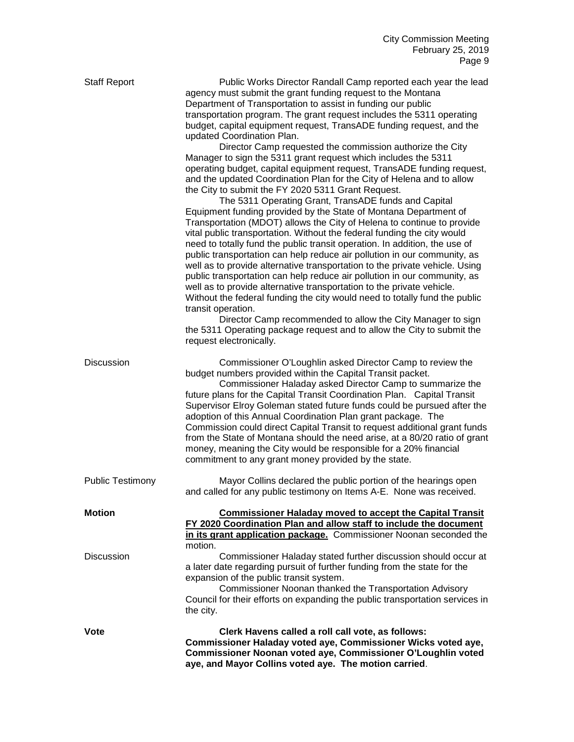**Staff Report**

Public Works Director Randall Camp reported each year the lead agency must submit the grant funding request to the Montana Department of Transportation to assist in funding our public transportation program. The grant request includes the 5311 operating budget, capital equipment request, TransADE funding request, and the updated Coordination Plan.

Director Camp requested the commission authorize the City Manager to sign the 5311 grant request which includes the 5311 operating budget, capital equipment request, TransADE funding request, and the updated Coordination Plan for the City of Helena and to allow the City to submit the FY 2020 5311 Grant Request.

The 5311 Operating Grant, TransADE funds and Capital Equipment funding provided by the State of Montana Department of Transportation (MDOT) allows the City of Helena to continue to provide vital public transportation. Without the federal funding the city would need to totally fund the public transit operation. In addition, the use of public transportation can help reduce air pollution in our community, as well as to provide alternative transportation to the private vehicle. Using public transportation can help reduce air pollution in our community, as well as to provide alternative transportation to the private vehicle. Without the federal funding the city would need to totally fund the public transit operation.

Director Camp recommended to allow the City Manager to sign the 5311 Operating package request and to allow the City to submit the request electronically.

**Discussion**

Commissioner O'Loughlin asked Director Camp to review the budget numbers provided within the Capital Transit packet.

Commissioner Haladay asked Director Camp to summarize the future plans for the Capital Transit Coordination Plan. Capital Transit Supervisor Elroy Goleman stated future funds could be pursued after the adoption of this Annual Coordination Plan grant package. The Commission could direct Capital Transit to request additional grant funds from the State of Montana should the need arise, at a 80/20 ratio of grant money, meaning the City would be responsible for a 20% financial commitment to any grant money provided by the state.

**Public Testimony**

Mayor Collins declared the public portion of the hearings open and called for any public testimony on Items A-E. None was received.

**Motion**

**<u>Commissioner Haladay moved to accept the Capital Transit FY 2020 Coordination Plan and allow staff to include the document in its grant application package.</u>** Commissioner Noonan seconded the motion.

**Discussion**

Commissioner Haladay stated further discussion should occur at a later date regarding pursuit of further funding from the state for the expansion of the public transit system.

Commissioner Noonan thanked the Transportation Advisory Council for their efforts on expanding the public transportation services in the city.

**Vote**

**Clerk Havens called a roll call vote, as follows: Commissioner Haladay voted aye, Commissioner Wicks voted aye, Commissioner Noonan voted aye, Commissioner O'Loughlin voted aye, and Mayor Collins voted aye. The motion carried**.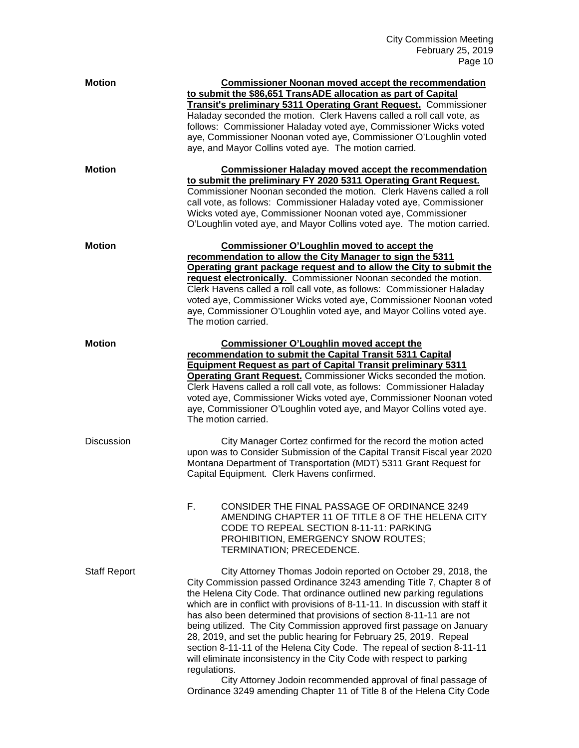**Motion** **<u>Commissioner Noonan moved accept the recommendation to submit the $86,651 TransADE allocation as part of Capital Transit's preliminary 5311 Operating Grant Request.</u>** Commissioner Haladay seconded the motion. Clerk Havens called a roll call vote, as follows: Commissioner Haladay voted aye, Commissioner Wicks voted aye, Commissioner Noonan voted aye, Commissioner O'Loughlin voted aye, and Mayor Collins voted aye. The motion carried.

**Motion** **<u>Commissioner Haladay moved accept the recommendation to submit the preliminary FY 2020 5311 Operating Grant Request.</u>** Commissioner Noonan seconded the motion. Clerk Havens called a roll call vote, as follows: Commissioner Haladay voted aye, Commissioner Wicks voted aye, Commissioner Noonan voted aye, Commissioner O'Loughlin voted aye, and Mayor Collins voted aye. The motion carried.

**Motion** **<u>Commissioner O'Loughlin moved to accept the recommendation to allow the City Manager to sign the 5311 Operating grant package request and to allow the City to submit the request electronically.</u>** Commissioner Noonan seconded the motion. Clerk Havens called a roll call vote, as follows: Commissioner Haladay voted aye, Commissioner Wicks voted aye, Commissioner Noonan voted aye, Commissioner O'Loughlin voted aye, and Mayor Collins voted aye. The motion carried.

**Motion** **<u>Commissioner O'Loughlin moved accept the recommendation to submit the Capital Transit 5311 Capital Equipment Request as part of Capital Transit preliminary 5311 Operating Grant Request.</u>** Commissioner Wicks seconded the motion. Clerk Havens called a roll call vote, as follows: Commissioner Haladay voted aye, Commissioner Wicks voted aye, Commissioner Noonan voted aye, Commissioner O'Loughlin voted aye, and Mayor Collins voted aye. The motion carried.

Discussion City Manager Cortez confirmed for the record the motion acted upon was to Consider Submission of the Capital Transit Fiscal year 2020 Montana Department of Transportation (MDT) 5311 Grant Request for Capital Equipment. Clerk Havens confirmed.

F. CONSIDER THE FINAL PASSAGE OF ORDINANCE 3249 AMENDING CHAPTER 11 OF TITLE 8 OF THE HELENA CITY CODE TO REPEAL SECTION 8-11-11: PARKING PROHIBITION, EMERGENCY SNOW ROUTES; TERMINATION; PRECEDENCE.

Staff Report City Attorney Thomas Jodoin reported on October 29, 2018, the City Commission passed Ordinance 3243 amending Title 7, Chapter 8 of the Helena City Code. That ordinance outlined new parking regulations which are in conflict with provisions of 8-11-11. In discussion with staff it has also been determined that provisions of section 8-11-11 are not being utilized. The City Commission approved first passage on January 28, 2019, and set the public hearing for February 25, 2019. Repeal section 8-11-11 of the Helena City Code. The repeal of section 8-11-11 will eliminate inconsistency in the City Code with respect to parking regulations.

City Attorney Jodoin recommended approval of final passage of Ordinance 3249 amending Chapter 11 of Title 8 of the Helena City Code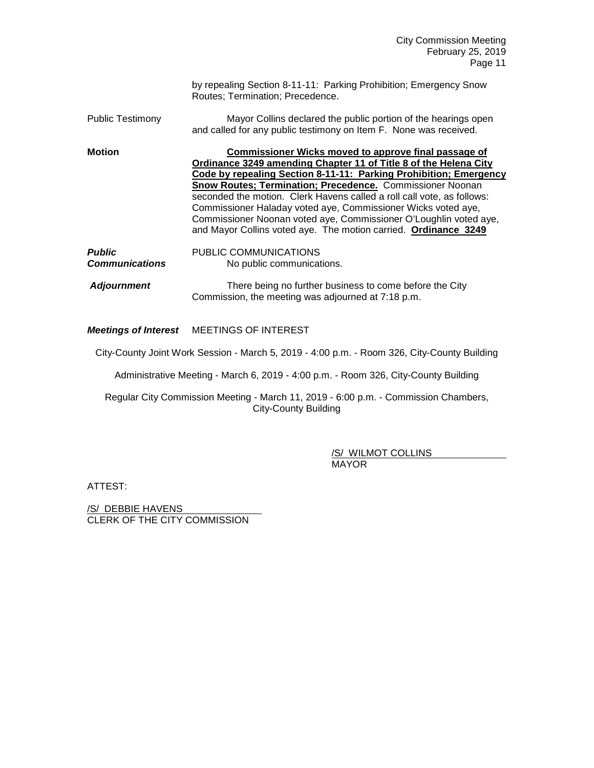by repealing Section 8-11-11: Parking Prohibition; Emergency Snow Routes; Termination; Precedence.

Public Testimony

Mayor Collins declared the public portion of the hearings open and called for any public testimony on Item F. None was received.

**Motion**

**Commissioner Wicks moved to approve final passage of Ordinance 3249 amending Chapter 11 of Title 8 of the Helena City Code by repealing Section 8-11-11: Parking Prohibition; Emergency Snow Routes; Termination; Precedence.** Commissioner Noonan seconded the motion. Clerk Havens called a roll call vote, as follows: Commissioner Haladay voted aye, Commissioner Wicks voted aye, Commissioner Noonan voted aye, Commissioner O'Loughlin voted aye, and Mayor Collins voted aye. The motion carried. **Ordinance 3249**

***Public Communications***

PUBLIC COMMUNICATIONS
No public communications.

***Adjournment***

There being no further business to come before the City Commission, the meeting was adjourned at 7:18 p.m.

***Meetings of Interest*** MEETINGS OF INTEREST

City-County Joint Work Session - March 5, 2019 - 4:00 p.m. - Room 326, City-County Building

Administrative Meeting - March 6, 2019 - 4:00 p.m. - Room 326, City-County Building

Regular City Commission Meeting - March 11, 2019 - 6:00 p.m. - Commission Chambers, City-County Building

/S/ WILMOT COLLINS
MAYOR

ATTEST:

/S/ DEBBIE HAVENS
CLERK OF THE CITY COMMISSION